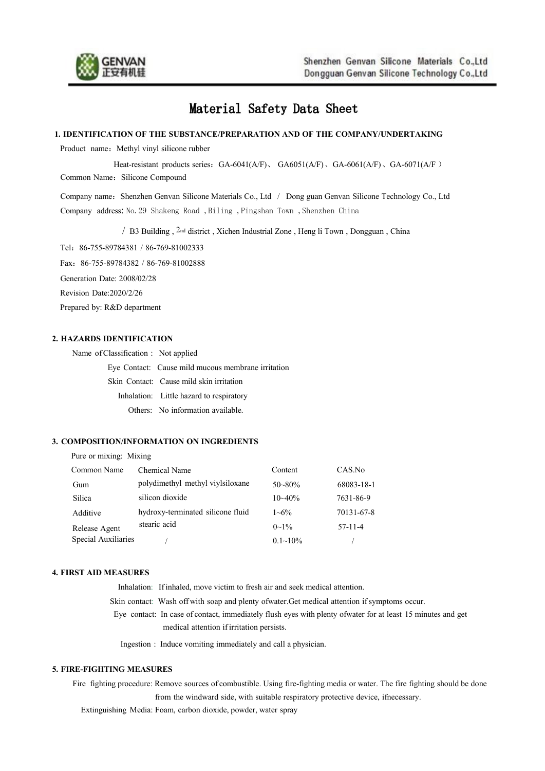# Material Safety Data Sheet

## 1. IDENTIFICATION OF THE SUBSTANCE/PREPARATION AND OF THE COMPANY/UNDERTAKING

Product name：Methyl vinyl silicone rubber

Heat-resistant products series：GA-6041(A/F)、 GA6051(A/F)、GA-6061(A/F)、GA-6071(A/F）

Common Name：Silicone Compound

Company name：Shenzhen Genvan Silicone Materials Co., Ltd / Dong guan Genvan Silicone Technology Co., Ltd

Company address: No.29 Shakeng Road ,Biling ,Pingshan Town ,Shenzhen China

/ B3 Building , 2nd district , Xichen Industrial Zone , Heng li Town , Dongguan , China

Tel：86-755-89784381 / 86-769-81002333

Fax：86-755-89784382 / 86-769-81002888

Generation Date: 2008/02/28

Revision Date:2020/2/26

Prepared by: R&D department

## 2. HAZARDS IDENTIFICATION

Name of Classification : Not applied

Eye Contact: Cause mild mucous membrane irritation

Skin Contact: Cause mild skin irritation

Inhalation: Little hazard to respiratory

Others: No information available.

## 3. COMPOSITION/INFORMATION ON INGREDIENTS

Pure or mixing: Mixing

| Common Name | Chemical Name | Content | CAS.No |
|---|---|---|---|
| Gum | polydimethyl methyl viylsiloxane | 50~80% | 68083-18-1 |
| Silica | silicon dioxide | 10~40% | 7631-86-9 |
| Additive | hydroxy-terminated silicone fluid | 1~6% | 70131-67-8 |
| Release Agent | stearic acid | 0~1% | 57-11-4 |
| Special Auxiliaries | / | 0.1~10% | / |

## 4. FIRST AID MEASURES

Inhalation: If inhaled, move victim to fresh air and seek medical attention.

Skin contact: Wash off with soap and plenty of water.Get medical attention if symptoms occur.

Eye contact: In case of contact, immediately flush eyes with plenty of water for at least 15 minutes and get medical attention if irritation persists.

Ingestion : Induce vomiting immediately and call a physician.

## 5. FIRE-FIGHTING MEASURES

Fire fighting procedure: Remove sources of combustible. Using fire-fighting media or water. The fire fighting should be done from the windward side, with suitable respiratory protective device, if necessary.

Extinguishing Media: Foam, carbon dioxide, powder, water spray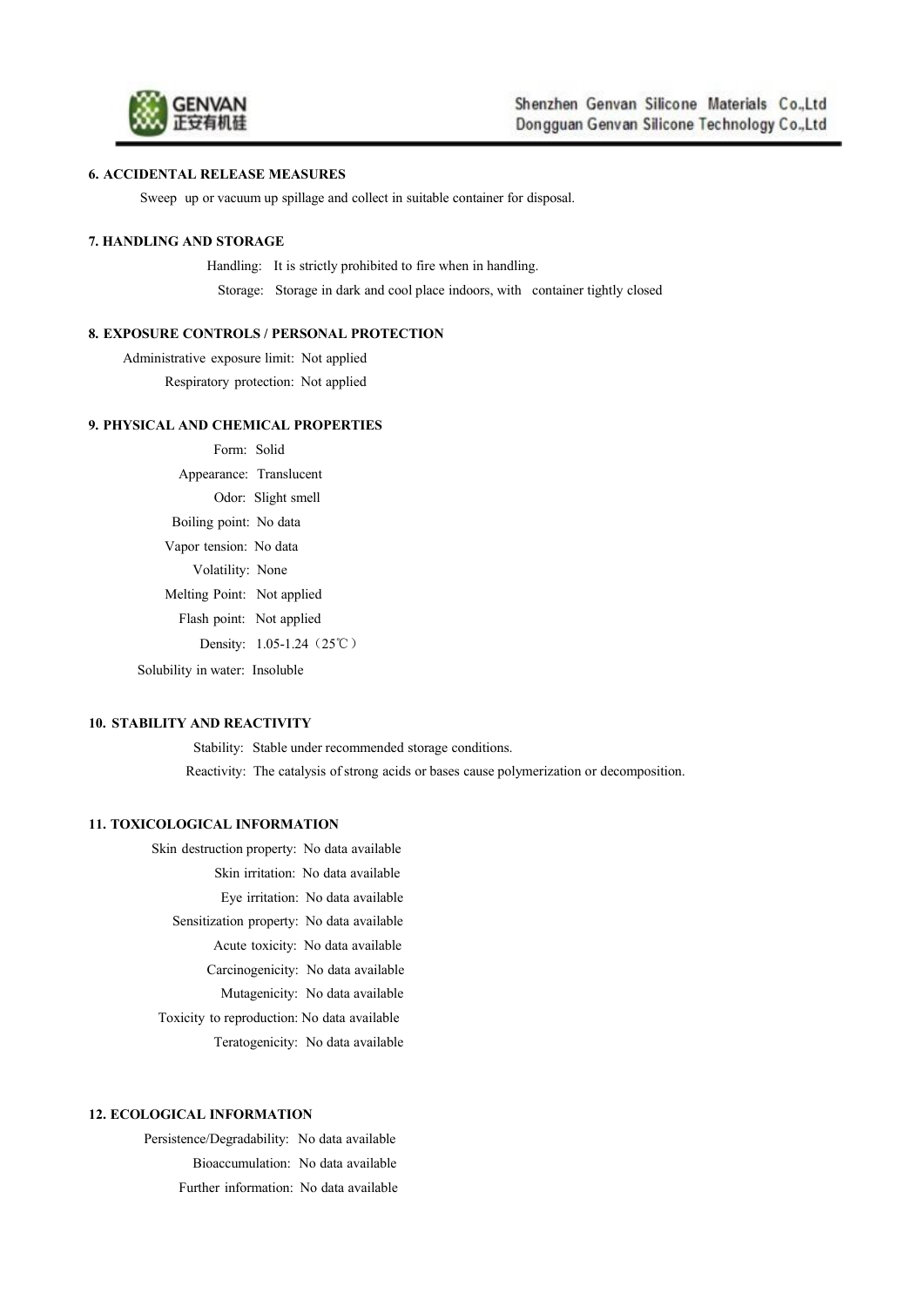## 6. ACCIDENTAL RELEASE MEASURES

Sweep up or vacuum up spillage and collect in suitable container for disposal.

## 7. HANDLING AND STORAGE

Handling: It is strictly prohibited to fire when in handling.

Storage: Storage in dark and cool place indoors, with container tightly closed

## 8. EXPOSURE CONTROLS / PERSONAL PROTECTION

Administrative exposure limit: Not applied

Respiratory protection: Not applied

## 9. PHYSICAL AND CHEMICAL PROPERTIES

Form: Solid

Appearance: Translucent

Odor: Slight smell

Boiling point: No data

Vapor tension: No data

Volatility: None

Melting Point: Not applied

Flash point: Not applied

Density: 1.05-1.24（25℃）

Solubility in water: Insoluble

## 10. STABILITY AND REACTIVITY

Stability: Stable under recommended storage conditions.

Reactivity: The catalysis of strong acids or bases cause polymerization or decomposition.

## 11. TOXICOLOGICAL INFORMATION

Skin destruction property: No data available

Skin irritation: No data available

Eye irritation: No data available

Sensitization property: No data available

Acute toxicity: No data available

Carcinogenicity: No data available

Mutagenicity: No data available

Toxicity to reproduction: No data available

Teratogenicity: No data available

## 12. ECOLOGICAL INFORMATION

Persistence/Degradability: No data available

Bioaccumulation: No data available

Further information: No data available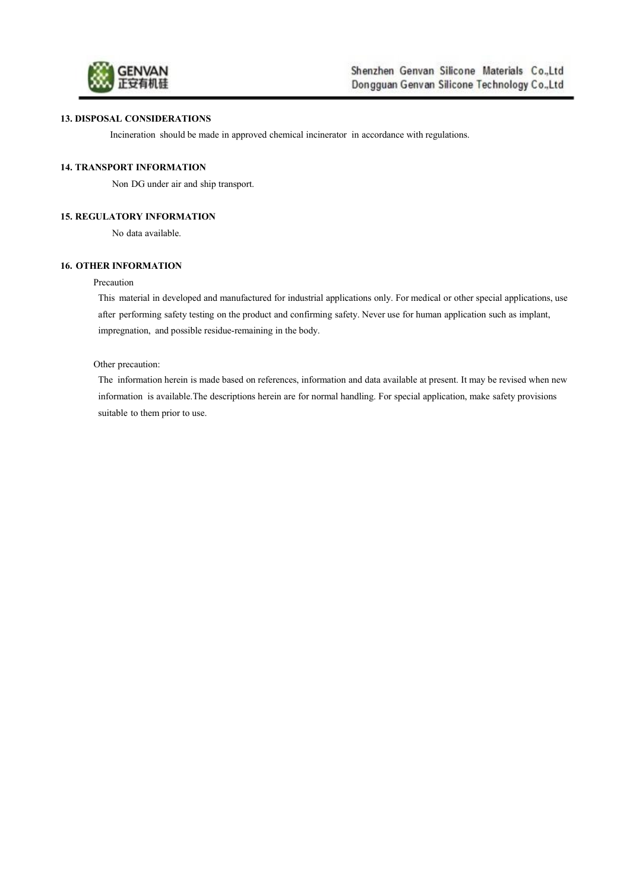## 13. DISPOSAL CONSIDERATIONS

Incineration should be made in approved chemical incinerator in accordance with regulations.

## 14. TRANSPORT INFORMATION

Non DG under air and ship transport.

## 15. REGULATORY INFORMATION

No data available.

## 16. OTHER INFORMATION

Precaution

This material in developed and manufactured for industrial applications only. For medical or other special applications, use after performing safety testing on the product and confirming safety. Never use for human application such as implant, impregnation, and possible residue-remaining in the body.

Other precaution:

The information herein is made based on references, information and data available at present. It may be revised when new information is available.The descriptions herein are for normal handling. For special application, make safety provisions suitable to them prior to use.